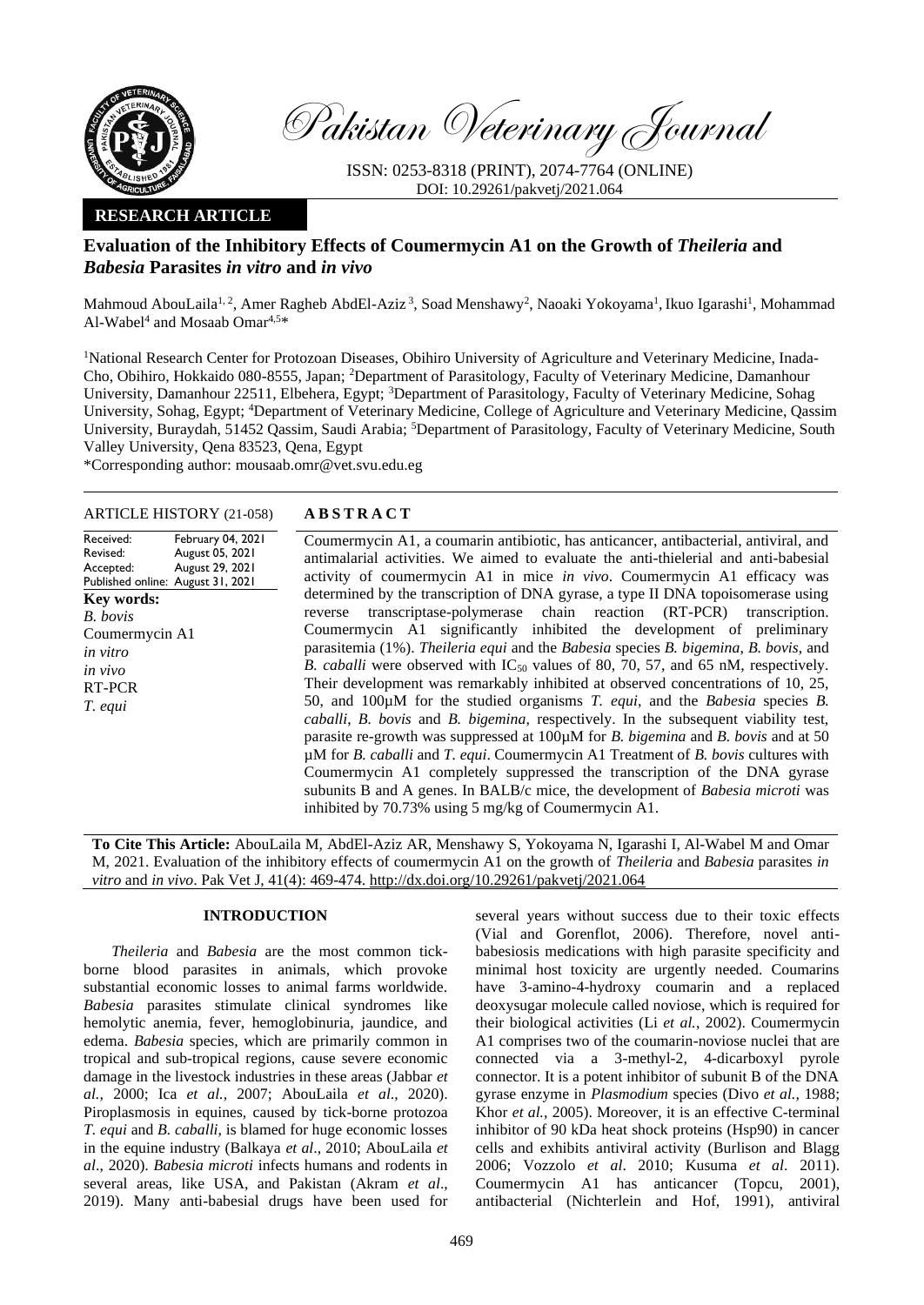Pakistan Veterinary Journal

ISSN: 0253-8318 (PRINT), 2074-7764 (ONLINE)
DOI: 10.29261/pakvetj/2021.064

**RESEARCH ARTICLE**

# Evaluation of the Inhibitory Effects of Coumermycin A1 on the Growth of *Theileria* and *Babesia* Parasites *in vitro* and *in vivo*

Mahmoud AbouLaila[1, 2], Amer Ragheb AbdEl-Aziz[3], Soad Menshawy[2], Naoaki Yokoyama[1], Ikuo Igarashi[1], Mohammad Al-Wabel[4] and Mosaab Omar[4,5]*

[1]National Research Center for Protozoan Diseases, Obihiro University of Agriculture and Veterinary Medicine, Inada-Cho, Obihiro, Hokkaido 080-8555, Japan; [2]Department of Parasitology, Faculty of Veterinary Medicine, Damanhour University, Damanhour 22511, Elbehera, Egypt; [3]Department of Parasitology, Faculty of Veterinary Medicine, Sohag University, Sohag, Egypt; [4]Department of Veterinary Medicine, College of Agriculture and Veterinary Medicine, Qassim University, Buraydah, 51452 Qassim, Saudi Arabia; [5]Department of Parasitology, Faculty of Veterinary Medicine, South Valley University, Qena 83523, Qena, Egypt

*Corresponding author: mousaab.omr@vet.svu.edu.eg

**ARTICLE HISTORY** (21-058)

| | |
|---|---|
| Received: | February 04, 2021 |
| Revised: | August 05, 2021 |
| Accepted: | August 29, 2021 |
| Published online: | August 31, 2021 |

**Key words:**
*B. bovis*
Coumermycin A1
*in vitro*
*in vivo*
RT-PCR
*T. equi*

## A B S T R A C T

Coumermycin A1, a coumarin antibiotic, has anticancer, antibacterial, antiviral, and antimalarial activities. We aimed to evaluate the anti-thielerial and anti-babesial activity of coumermycin A1 in mice *in vivo*. Coumermycin A1 efficacy was determined by the transcription of DNA gyrase, a type II DNA topoisomerase using reverse transcriptase-polymerase chain reaction (RT-PCR) transcription. Coumermycin A1 significantly inhibited the development of preliminary parasitemia (1%). *Theileria equi* and the *Babesia* species *B. bigemina*, *B. bovis*, and *B. caballi* were observed with $IC_{50}$ values of 80, 70, 57, and 65 nM, respectively. Their development was remarkably inhibited at observed concentrations of 10, 25, 50, and 100µM for the studied organisms *T. equi*, and the *Babesia* species *B. caballi*, *B. bovis* and *B. bigemina*, respectively. In the subsequent viability test, parasite re-growth was suppressed at 100µM for *B. bigemina* and *B. bovis* and at 50 µM for *B. caballi* and *T. equi*. Coumermycin A1 Treatment of *B. bovis* cultures with Coumermycin A1 completely suppressed the transcription of the DNA gyrase subunits B and A genes. In BALB/c mice, the development of *Babesia microti* was inhibited by 70.73% using 5 mg/kg of Coumermycin A1.

**To Cite This Article:** AbouLaila M, AbdEl-Aziz AR, Menshawy S, Yokoyama N, Igarashi I, Al-Wabel M and Omar M, 2021. Evaluation of the inhibitory effects of coumermycin A1 on the growth of *Theileria* and *Babesia* parasites *in vitro* and *in vivo*. Pak Vet J, 41(4): 469-474. http://dx.doi.org/10.29261/pakvetj/2021.064

## INTRODUCTION

*Theileria* and *Babesia* are the most common tick-borne blood parasites in animals, which provoke substantial economic losses to animal farms worldwide. *Babesia* parasites stimulate clinical syndromes like hemolytic anemia, fever, hemoglobinuria, jaundice, and edema. *Babesia* species, which are primarily common in tropical and sub-tropical regions, cause severe economic damage in the livestock industries in these areas (Jabbar *et al.,* 2000; Ica *et al.,* 2007; AbouLaila *et al.,* 2020). Piroplasmosis in equines, caused by tick-borne protozoa *T. equi* and *B. caballi*, is blamed for huge economic losses in the equine industry (Balkaya *et al*., 2010; AbouLaila *et al*., 2020). *Babesia microti* infects humans and rodents in several areas, like USA, and Pakistan (Akram *et al*., 2019). Many anti-babesial drugs have been used for several years without success due to their toxic effects (Vial and Gorenflot, 2006). Therefore, novel anti-babesiosis medications with high parasite specificity and minimal host toxicity are urgently needed. Coumarins have 3-amino-4-hydroxy coumarin and a replaced deoxysugar molecule called noviose, which is required for their biological activities (Li *et al.*, 2002). Coumermycin A1 comprises two of the coumarin-noviose nuclei that are connected via a 3-methyl-2, 4-dicarboxyl pyrole connector. It is a potent inhibitor of subunit B of the DNA gyrase enzyme in *Plasmodium* species (Divo *et al.,* 1988; Khor *et al.,* 2005). Moreover, it is an effective C-terminal inhibitor of 90 kDa heat shock proteins (Hsp90) in cancer cells and exhibits antiviral activity (Burlison and Blagg 2006; Vozzolo *et al*. 2010; Kusuma *et al*. 2011). Coumermycin A1 has anticancer (Topcu, 2001), antibacterial (Nichterlein and Hof, 1991), antiviral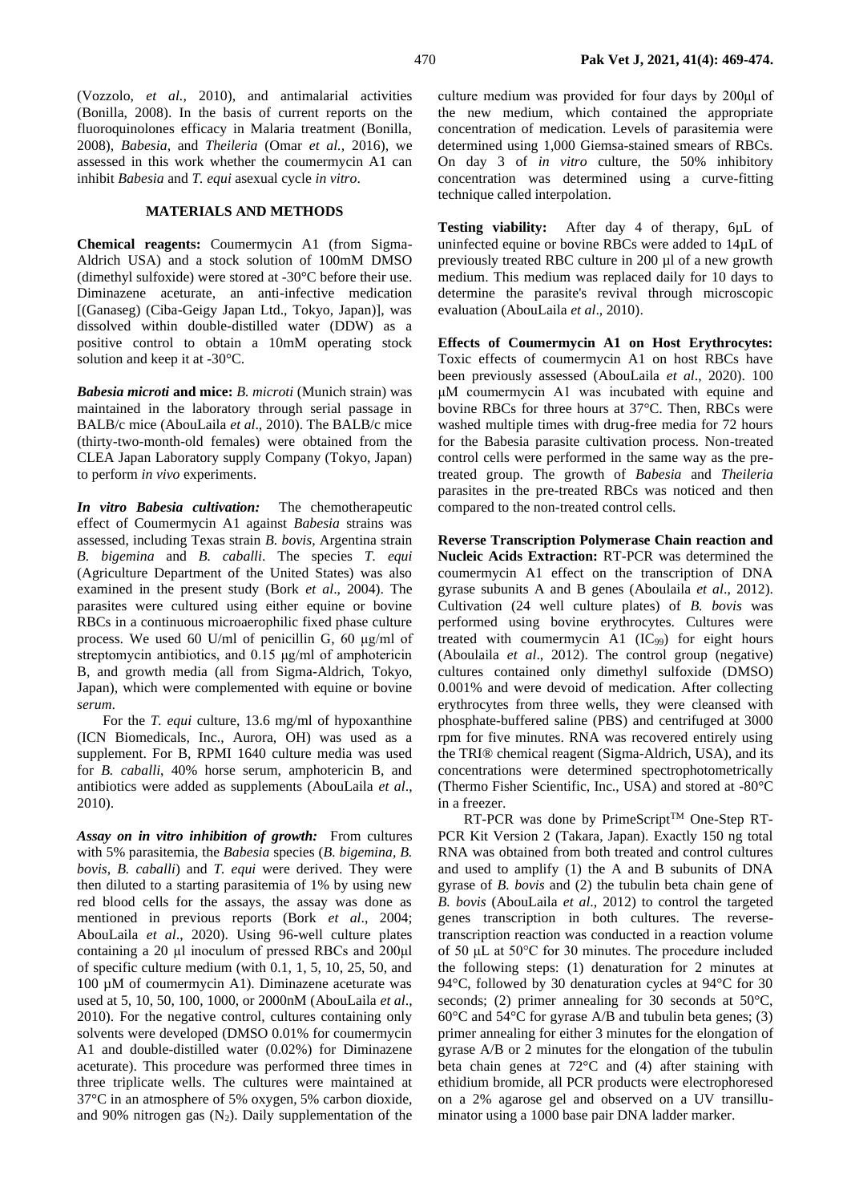(Vozzolo, *et al.,* 2010), and antimalarial activities (Bonilla, 2008). In the basis of current reports on the fluoroquinolones efficacy in Malaria treatment (Bonilla, 2008), *Babesia*, and *Theileria* (Omar *et al.,* 2016), we assessed in this work whether the coumermycin A1 can inhibit *Babesia* and *T. equi* asexual cycle *in vitro*.

## MATERIALS AND METHODS

**Chemical reagents:** Coumermycin A1 (from Sigma-Aldrich USA) and a stock solution of 100mM DMSO (dimethyl sulfoxide) were stored at -30°C before their use. Diminazene aceturate, an anti-infective medication [(Ganaseg) (Ciba-Geigy Japan Ltd., Tokyo, Japan)], was dissolved within double-distilled water (DDW) as a positive control to obtain a 10mM operating stock solution and keep it at -30°C.

***Babesia microti* and mice:** *B. microti* (Munich strain) was maintained in the laboratory through serial passage in BALB/c mice (AbouLaila *et al*., 2010). The BALB/c mice (thirty-two-month-old females) were obtained from the CLEA Japan Laboratory supply Company (Tokyo, Japan) to perform *in vivo* experiments.

***In vitro Babesia cultivation:*** The chemotherapeutic effect of Coumermycin A1 against *Babesia* strains was assessed, including Texas strain *B. bovis*, Argentina strain *B. bigemina* and *B. caballi*. The species *T. equi* (Agriculture Department of the United States) was also examined in the present study (Bork *et al*., 2004). The parasites were cultured using either equine or bovine RBCs in a continuous microaerophilic fixed phase culture process. We used 60 U/ml of penicillin G, 60 μg/ml of streptomycin antibiotics, and 0.15 μg/ml of amphotericin B, and growth media (all from Sigma-Aldrich, Tokyo, Japan), which were complemented with equine or bovine *serum*.

For the *T. equi* culture, 13.6 mg/ml of hypoxanthine (ICN Biomedicals, Inc., Aurora, OH) was used as a supplement. For B, RPMI 1640 culture media was used for *B. caballi*, 40% horse serum, amphotericin B, and antibiotics were added as supplements (AbouLaila *et al*., 2010).

***Assay on in vitro inhibition of growth:*** From cultures with 5% parasitemia, the *Babesia* species (*B. bigemina, B. bovis, B. caballi*) and *T. equi* were derived. They were then diluted to a starting parasitemia of 1% by using new red blood cells for the assays, the assay was done as mentioned in previous reports (Bork *et al*., 2004; AbouLaila *et al*., 2020). Using 96-well culture plates containing a 20 μl inoculum of pressed RBCs and 200μl of specific culture medium (with 0.1, 1, 5, 10, 25, 50, and 100 μM of coumermycin A1). Diminazene aceturate was used at 5, 10, 50, 100, 1000, or 2000nM (AbouLaila *et al*., 2010). For the negative control, cultures containing only solvents were developed (DMSO 0.01% for coumermycin A1 and double-distilled water (0.02%) for Diminazene aceturate). This procedure was performed three times in three triplicate wells. The cultures were maintained at 37°C in an atmosphere of 5% oxygen, 5% carbon dioxide, and 90% nitrogen gas ($N_2$). Daily supplementation of the culture medium was provided for four days by 200μl of the new medium, which contained the appropriate concentration of medication. Levels of parasitemia were determined using 1,000 Giemsa-stained smears of RBCs. On day 3 of *in vitro* culture, the 50% inhibitory concentration was determined using a curve-fitting technique called interpolation.

**Testing viability:** After day 4 of therapy, 6μL of uninfected equine or bovine RBCs were added to 14μL of previously treated RBC culture in 200 μl of a new growth medium. This medium was replaced daily for 10 days to determine the parasite's revival through microscopic evaluation (AbouLaila *et al*., 2010).

**Effects of Coumermycin A1 on Host Erythrocytes:** Toxic effects of coumermycin A1 on host RBCs have been previously assessed (AbouLaila *et al*., 2020). 100 μM coumermycin A1 was incubated with equine and bovine RBCs for three hours at 37°C. Then, RBCs were washed multiple times with drug-free media for 72 hours for the Babesia parasite cultivation process. Non-treated control cells were performed in the same way as the pre-treated group. The growth of *Babesia* and *Theileria* parasites in the pre-treated RBCs was noticed and then compared to the non-treated control cells.

**Reverse Transcription Polymerase Chain reaction and Nucleic Acids Extraction:** RT-PCR was determined the coumermycin A1 effect on the transcription of DNA gyrase subunits A and B genes (Aboulaila *et al*., 2012). Cultivation (24 well culture plates) of *B. bovis* was performed using bovine erythrocytes. Cultures were treated with coumermycin A1 ($IC_{99}$) for eight hours (Aboulaila *et al*., 2012). The control group (negative) cultures contained only dimethyl sulfoxide (DMSO) 0.001% and were devoid of medication. After collecting erythrocytes from three wells, they were cleansed with phosphate-buffered saline (PBS) and centrifuged at 3000 rpm for five minutes. RNA was recovered entirely using the TRI® chemical reagent (Sigma-Aldrich, USA), and its concentrations were determined spectrophotometrically (Thermo Fisher Scientific, Inc., USA) and stored at -80°C in a freezer.

RT-PCR was done by PrimeScript™ One-Step RT-PCR Kit Version 2 (Takara, Japan). Exactly 150 ng total RNA was obtained from both treated and control cultures and used to amplify (1) the A and B subunits of DNA gyrase of *B. bovis* and (2) the tubulin beta chain gene of *B. bovis* (AbouLaila *et al*., 2012) to control the targeted genes transcription in both cultures. The reverse-transcription reaction was conducted in a reaction volume of 50 μL at 50°C for 30 minutes. The procedure included the following steps: (1) denaturation for 2 minutes at 94°C, followed by 30 denaturation cycles at 94°C for 30 seconds; (2) primer annealing for 30 seconds at 50°C, 60°C and 54°C for gyrase A/B and tubulin beta genes; (3) primer annealing for either 3 minutes for the elongation of gyrase A/B or 2 minutes for the elongation of the tubulin beta chain genes at 72°C and (4) after staining with ethidium bromide, all PCR products were electrophoresed on a 2% agarose gel and observed on a UV transilluminator using a 1000 base pair DNA ladder marker.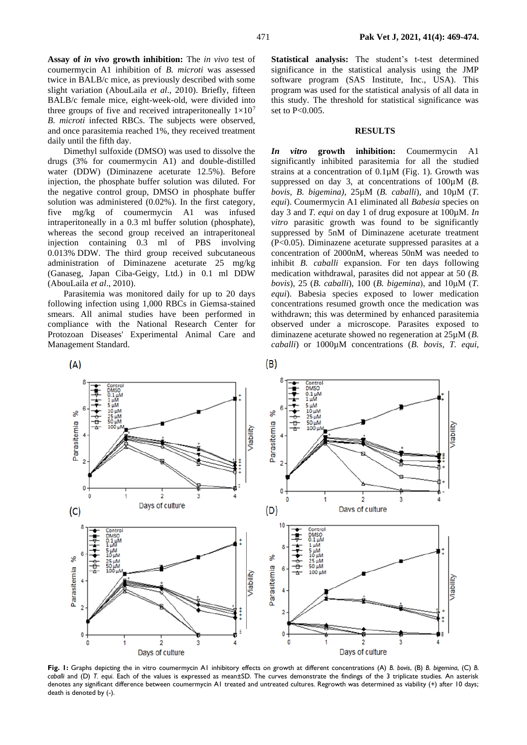**Assay of *in vivo* growth inhibition:** The *in vivo* test of coumermycin A1 inhibition of *B. microti* was assessed twice in BALB/c mice, as previously described with some slight variation (AbouLaila *et al*., 2010). Briefly, fifteen BALB/c female mice, eight-week-old, were divided into three groups of five and received intraperitoneally $1 \times 10^7$ *B. microti* infected RBCs. The subjects were observed, and once parasitemia reached 1%, they received treatment daily until the fifth day.

Dimethyl sulfoxide (DMSO) was used to dissolve the drugs (3% for coumermycin A1) and double-distilled water (DDW) (Diminazene aceturate 12.5%). Before injection, the phosphate buffer solution was diluted. For the negative control group, DMSO in phosphate buffer solution was administered (0.02%). In the first category, five mg/kg of coumermycin A1 was infused intraperitoneally in a 0.3 ml buffer solution (phosphate), whereas the second group received an intraperitoneal injection containing 0.3 ml of PBS involving 0.013% DDW. The third group received subcutaneous administration of Diminazene aceturate 25 mg/kg (Ganaseg, Japan Ciba-Geigy, Ltd.) in 0.1 ml DDW (AbouLaila *et al*., 2010).

Parasitemia was monitored daily for up to 20 days following infection using 1,000 RBCs in Giemsa-stained smears. All animal studies have been performed in compliance with the National Research Center for Protozoan Diseases' Experimental Animal Care and Management Standard.

**Statistical analysis:** The student's t-test determined significance in the statistical analysis using the JMP software program (SAS Institute, Inc., USA). This program was used for the statistical analysis of all data in this study. The threshold for statistical significance was set to P<0.005.

## RESULTS

***In vitro* growth inhibition:** Coumermycin A1 significantly inhibited parasitemia for all the studied strains at a concentration of 0.1µM (Fig. 1). Growth was suppressed on day 3, at concentrations of 100µM (*B. bovis*, *B. bigemina)*, 25µM (*B. caballi*), and 10µM (*T. equi*). Coumermycin A1 eliminated all *Babesia* species on day 3 and *T. equi* on day 1 of drug exposure at 100µM. *In vitro* parasitic growth was found to be significantly suppressed by 5nM of Diminazene aceturate treatment (P<0.05). Diminazene aceturate suppressed parasites at a concentration of 2000nM, whereas 50nM was needed to inhibit *B. caballi* expansion. For ten days following medication withdrawal, parasites did not appear at 50 (*B. bovis*), 25 (*B. caballi*), 100 (*B. bigemina*), and 10µM (*T. equi*). Babesia species exposed to lower medication concentrations resumed growth once the medication was withdrawn; this was determined by enhanced parasitemia observed under a microscope. Parasites exposed to diminazene aceturate showed no regeneration at 25µM (*B. caballi*) or 1000µM concentrations (*B. bovis*, *T. equi*,

**Fig. 1:** Graphs depicting the in vitro coumermycin A1 inhibitory effects on growth at different concentrations (A) *B. bovis*, (B) *B. bigemina*, (C) *B. caballi* and (D) *T. equi*. Each of the values is expressed as mean±SD. The curves demonstrate the findings of the 3 triplicate studies. An asterisk denotes any significant difference between coumermycin A1 treated and untreated cultures. Regrowth was determined as viability (+) after 10 days; death is denoted by (-).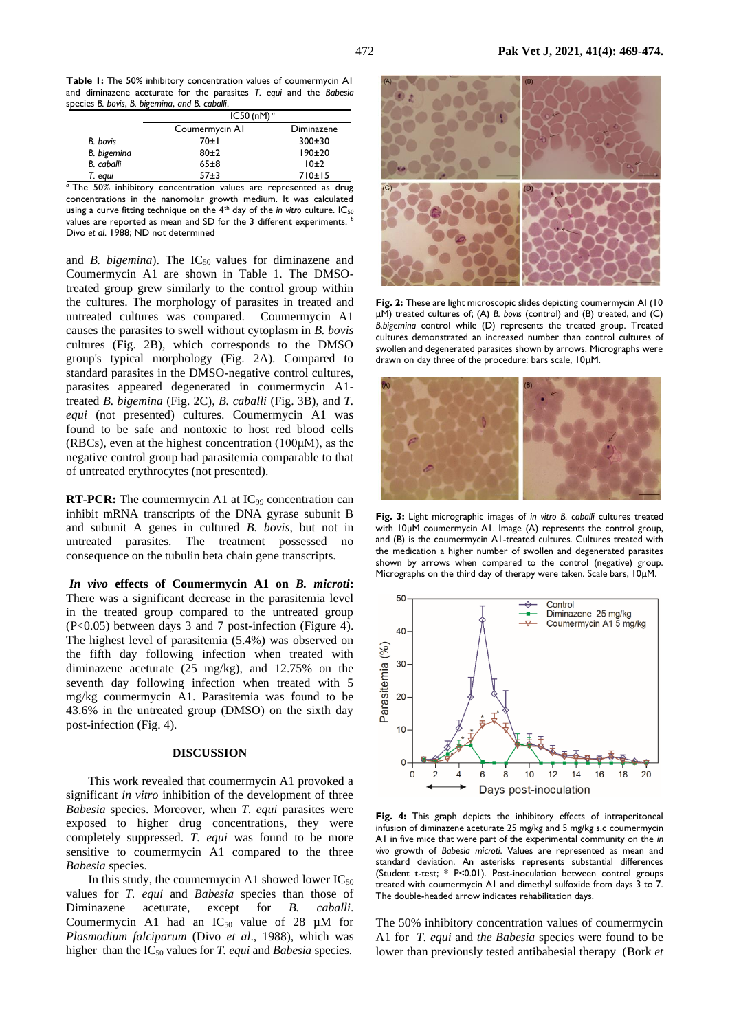**Table 1:** The 50% inhibitory concentration values of coumermycin A1 and diminazene aceturate for the parasites *T. equi* and the *Babesia* species *B. bovis*, *B. bigemina*, and *B. caballi*.

| | IC50 (nM) [a] | |
|---|---|---|
| | Coumermycin A1 | Diminazene |
| *B. bovis* | 70±1 | 300±30 |
| *B. bigemina* | 80±2 | 190±20 |
| *B. caballi* | 65±8 | 10±2 |
| *T. equi* | 57±3 | 710±15 |

[a] The 50% inhibitory concentration values are represented as drug concentrations in the nanomolar growth medium. It was calculated using a curve fitting technique on the 4th day of the *in vitro* culture. $IC_{50}$ values are reported as mean and SD for the 3 different experiments. [b] Divo *et al.* 1988; ND not determined

and *B. bigemina*). The $IC_{50}$ values for diminazene and Coumermycin A1 are shown in Table 1. The DMSO-treated group grew similarly to the control group within the cultures. The morphology of parasites in treated and untreated cultures was compared. Coumermycin A1 causes the parasites to swell without cytoplasm in *B. bovis* cultures (Fig. 2B), which corresponds to the DMSO group's typical morphology (Fig. 2A). Compared to standard parasites in the DMSO-negative control cultures, parasites appeared degenerated in coumermycin A1-treated *B. bigemina* (Fig. 2C), *B. caballi* (Fig. 3B), and *T. equi* (not presented) cultures. Coumermycin A1 was found to be safe and nontoxic to host red blood cells (RBCs), even at the highest concentration (100µM), as the negative control group had parasitemia comparable to that of untreated erythrocytes (not presented).

**RT-PCR:** The coumermycin A1 at $IC_{99}$ concentration can inhibit mRNA transcripts of the DNA gyrase subunit B and subunit A genes in cultured *B. bovis*, but not in untreated parasites. The treatment possessed no consequence on the tubulin beta chain gene transcripts.

***In vivo* effects of Coumermycin A1 on *B. microti*:** There was a significant decrease in the parasitemia level in the treated group compared to the untreated group (P<0.05) between days 3 and 7 post-infection (Figure 4). The highest level of parasitemia (5.4%) was observed on the fifth day following infection when treated with diminazene aceturate (25 mg/kg), and 12.75% on the seventh day following infection when treated with 5 mg/kg coumermycin A1. Parasitemia was found to be 43.6% in the untreated group (DMSO) on the sixth day post-infection (Fig. 4).

## DISCUSSION

This work revealed that coumermycin A1 provoked a significant *in vitro* inhibition of the development of three *Babesia* species. Moreover, when *T. equi* parasites were exposed to higher drug concentrations, they were completely suppressed. *T. equi* was found to be more sensitive to coumermycin A1 compared to the three *Babesia* species.

In this study, the coumermycin A1 showed lower $IC_{50}$ values for *T. equi* and *Babesia* species than those of Diminazene aceturate, except for *B. caballi*. Coumermycin A1 had an $IC_{50}$ value of 28 µM for *Plasmodium falciparum* (Divo *et al*., 1988), which was higher than the $IC_{50}$ values for *T. equi* and *Babesia* species.

**Fig. 2:** These are light microscopic slides depicting coumermycin AI (10 µM) treated cultures of; (A) *B. bovis* (control) and (B) treated, and (C) *B.bigemina* control while (D) represents the treated group. Treated cultures demonstrated an increased number than control cultures of swollen and degenerated parasites shown by arrows. Micrographs were drawn on day three of the procedure: bars scale, 10µM.

**Fig. 3:** Light micrographic images of *in vitro B. caballi* cultures treated with 10µM coumermycin A1. Image (A) represents the control group, and (B) is the coumermycin A1-treated cultures. Cultures treated with the medication a higher number of swollen and degenerated parasites shown by arrows when compared to the control (negative) group. Micrographs on the third day of therapy were taken. Scale bars, 10µM.

**Fig. 4:** This graph depicts the inhibitory effects of intraperitoneal infusion of diminazene aceturate 25 mg/kg and 5 mg/kg s.c coumermycin A1 in five mice that were part of the experimental community on the *in vivo* growth of *Babesia microti*. Values are represented as mean and standard deviation. An asterisks represents substantial differences (Student t-test; * P<0.01). Post-inoculation between control groups treated with coumermycin A1 and dimethyl sulfoxide from days 3 to 7. The double-headed arrow indicates rehabilitation days.

The 50% inhibitory concentration values of coumermycin A1 for *T. equi* and *the Babesia* species were found to be lower than previously tested antibabesial therapy (Bork *et*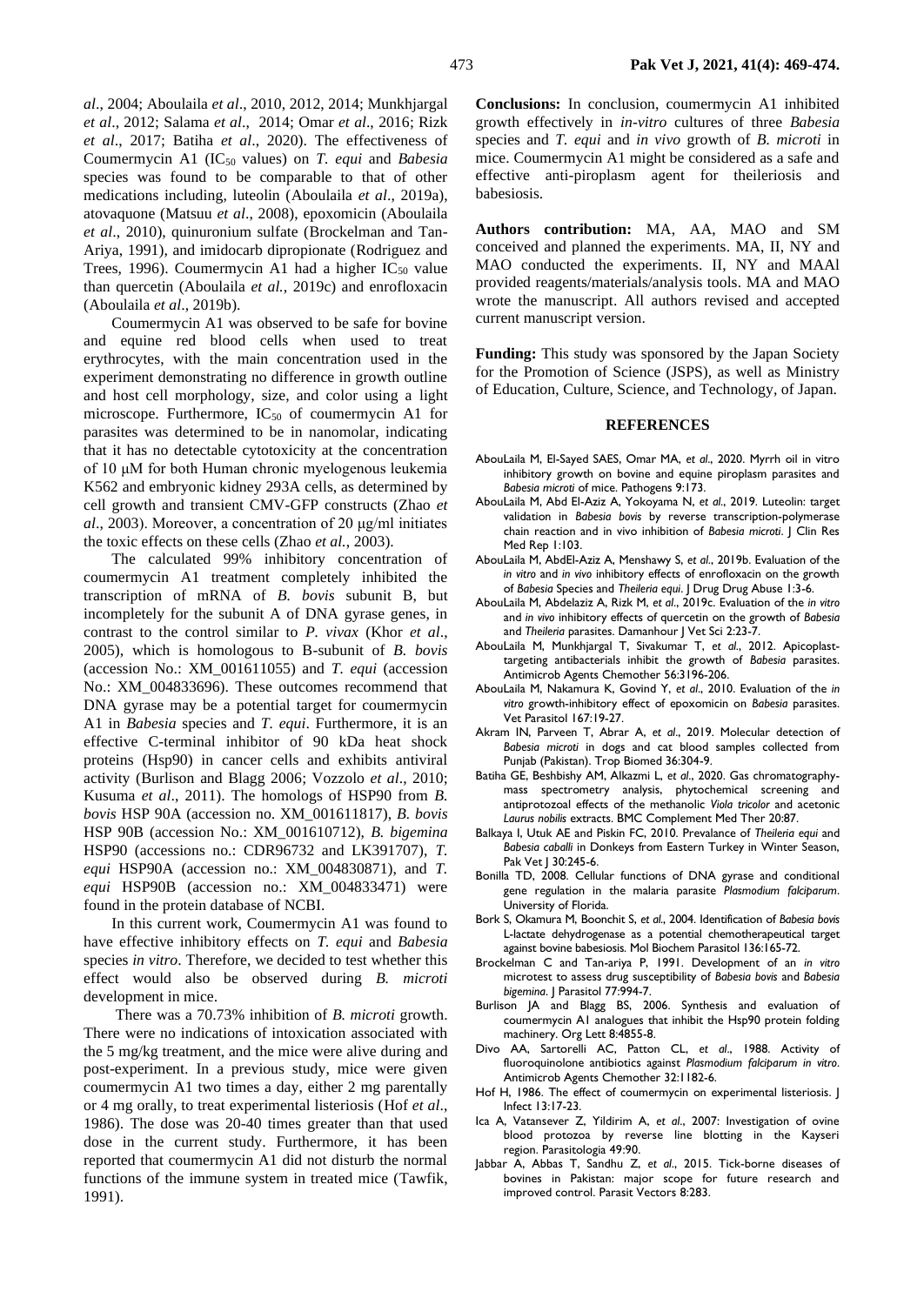*al*., 2004; Aboulaila *et al*., 2010, 2012, 2014; Munkhjargal *et al*., 2012; Salama *et al*., 2014; Omar *et al*., 2016; Rizk *et al*., 2017; Batiha *et al*., 2020). The effectiveness of Coumermycin A1 ($IC_{50}$ values) on *T. equi* and *Babesia* species was found to be comparable to that of other medications including, luteolin (Aboulaila *et al*., 2019a), atovaquone (Matsuu *et al*., 2008), epoxomicin (Aboulaila *et al*., 2010), quinuronium sulfate (Brockelman and Tan-Ariya, 1991), and imidocarb dipropionate (Rodriguez and Trees, 1996). Coumermycin A1 had a higher $IC_{50}$ value than quercetin (Aboulaila *et al.,* 2019c) and enrofloxacin (Aboulaila *et al*., 2019b).

Coumermycin A1 was observed to be safe for bovine and equine red blood cells when used to treat erythrocytes, with the main concentration used in the experiment demonstrating no difference in growth outline and host cell morphology, size, and color using a light microscope. Furthermore, $IC_{50}$ of coumermycin A1 for parasites was determined to be in nanomolar, indicating that it has no detectable cytotoxicity at the concentration of 10 μM for both Human chronic myelogenous leukemia K562 and embryonic kidney 293A cells, as determined by cell growth and transient CMV-GFP constructs (Zhao *et al*., 2003). Moreover, a concentration of 20 μg/ml initiates the toxic effects on these cells (Zhao *et al.*, 2003).

The calculated 99% inhibitory concentration of coumermycin A1 treatment completely inhibited the transcription of mRNA of *B. bovis* subunit B, but incompletely for the subunit A of DNA gyrase genes, in contrast to the control similar to *P. vivax* (Khor *et al*., 2005), which is homologous to B-subunit of *B. bovis* (accession No.: XM_001611055) and *T. equi* (accession No.: XM_004833696). These outcomes recommend that DNA gyrase may be a potential target for coumermycin A1 in *Babesia* species and *T. equi*. Furthermore, it is an effective C-terminal inhibitor of 90 kDa heat shock proteins (Hsp90) in cancer cells and exhibits antiviral activity (Burlison and Blagg 2006; Vozzolo *et al*., 2010; Kusuma *et al*., 2011). The homologs of HSP90 from *B. bovis* HSP 90A (accession no. XM_001611817), *B. bovis* HSP 90B (accession No.: XM_001610712), *B. bigemina* HSP90 (accessions no.: CDR96732 and LK391707), *T. equi* HSP90A (accession no.: XM_004830871), and *T. equi* HSP90B (accession no.: XM_004833471) were found in the protein database of NCBI.

In this current work, Coumermycin A1 was found to have effective inhibitory effects on *T. equi* and *Babesia* species *in vitro*. Therefore, we decided to test whether this effect would also be observed during *B. microti* development in mice.

There was a 70.73% inhibition of *B. microti* growth. There were no indications of intoxication associated with the 5 mg/kg treatment, and the mice were alive during and post-experiment. In a previous study, mice were given coumermycin A1 two times a day, either 2 mg parentally or 4 mg orally, to treat experimental listeriosis (Hof *et al*., 1986). The dose was 20-40 times greater than that used dose in the current study. Furthermore, it has been reported that coumermycin A1 did not disturb the normal functions of the immune system in treated mice (Tawfik, 1991).

**Conclusions:** In conclusion, coumermycin A1 inhibited growth effectively in *in-vitro* cultures of three *Babesia* species and *T. equi* and *in vivo* growth of *B. microti* in mice. Coumermycin A1 might be considered as a safe and effective anti-piroplasm agent for theileriosis and babesiosis.

**Authors contribution:** MA, AA, MAO and SM conceived and planned the experiments. MA, II, NY and MAO conducted the experiments. II, NY and MAAl provided reagents/materials/analysis tools. MA and MAO wrote the manuscript. All authors revised and accepted current manuscript version.

**Funding:** This study was sponsored by the Japan Society for the Promotion of Science (JSPS), as well as Ministry of Education, Culture, Science, and Technology, of Japan.

## REFERENCES

AbouLaila M, El-Sayed SAES, Omar MA, *et al*., 2020. Myrrh oil in vitro inhibitory growth on bovine and equine piroplasm parasites and *Babesia microti* of mice. Pathogens 9:173.

AbouLaila M, Abd El-Aziz A, Yokoyama N, *et al*., 2019. Luteolin: target validation in *Babesia bovis* by reverse transcription-polymerase chain reaction and in vivo inhibition of *Babesia microti*. J Clin Res Med Rep 1:103.

AbouLaila M, AbdEl-Aziz A, Menshawy S, *et al*., 2019b. Evaluation of the *in vitro* and *in vivo* inhibitory effects of enrofloxacin on the growth of *Babesia* Species and *Theileria equi*. J Drug Drug Abuse 1:3-6.

AbouLaila M, Abdelaziz A, Rizk M, *et al*., 2019c. Evaluation of the *in vitro* and *in vivo* inhibitory effects of quercetin on the growth of *Babesia* and *Theileria* parasites. Damanhour J Vet Sci 2:23-7.

AbouLaila M, Munkhjargal T, Sivakumar T, *et al*., 2012. Apicoplast-targeting antibacterials inhibit the growth of *Babesia* parasites. Antimicrob Agents Chemother 56:3196-206.

AbouLaila M, Nakamura K, Govind Y, *et al*., 2010. Evaluation of the *in vitro* growth-inhibitory effect of epoxomicin on *Babesia* parasites. Vet Parasitol 167:19-27.

Akram IN, Parveen T, Abrar A, *et al*., 2019. Molecular detection of *Babesia microti* in dogs and cat blood samples collected from Punjab (Pakistan). Trop Biomed 36:304-9.

Batiha GE, Beshbishy AM, Alkazmi L, *et al*., 2020. Gas chromatography-mass spectrometry analysis, phytochemical screening and antiprotozoal effects of the methanolic *Viola tricolor* and acetonic *Laurus nobilis* extracts. BMC Complement Med Ther 20:87.

Balkaya I, Utuk AE and Piskin FC, 2010. Prevalance of *Theileria equi* and *Babesia caballi* in Donkeys from Eastern Turkey in Winter Season, Pak Vet J 30:245-6.

Bonilla TD, 2008. Cellular functions of DNA gyrase and conditional gene regulation in the malaria parasite *Plasmodium falciparum*. University of Florida.

Bork S, Okamura M, Boonchit S, *et al*., 2004. Identification of *Babesia bovis* L-lactate dehydrogenase as a potential chemotherapeutical target against bovine babesiosis. Mol Biochem Parasitol 136:165-72.

Brockelman C and Tan-ariya P, 1991. Development of an *in vitro* microtest to assess drug susceptibility of *Babesia bovis* and *Babesia bigemina*. J Parasitol 77:994-7.

Burlison JA and Blagg BS, 2006. Synthesis and evaluation of coumermycin A1 analogues that inhibit the Hsp90 protein folding machinery. Org Lett 8:4855-8.

Divo AA, Sartorelli AC, Patton CL, *et al*., 1988. Activity of fluoroquinolone antibiotics against *Plasmodium falciparum in vitro*. Antimicrob Agents Chemother 32:1182-6.

Hof H, 1986. The effect of coumermycin on experimental listeriosis. J Infect 13:17-23.

Ica A, Vatansever Z, Yildirim A, *et al*., 2007: Investigation of ovine blood protozoa by reverse line blotting in the Kayseri region. Parasitologia 49:90.

Jabbar A, Abbas T, Sandhu Z, *et al*., 2015. Tick-borne diseases of bovines in Pakistan: major scope for future research and improved control. Parasit Vectors 8:283.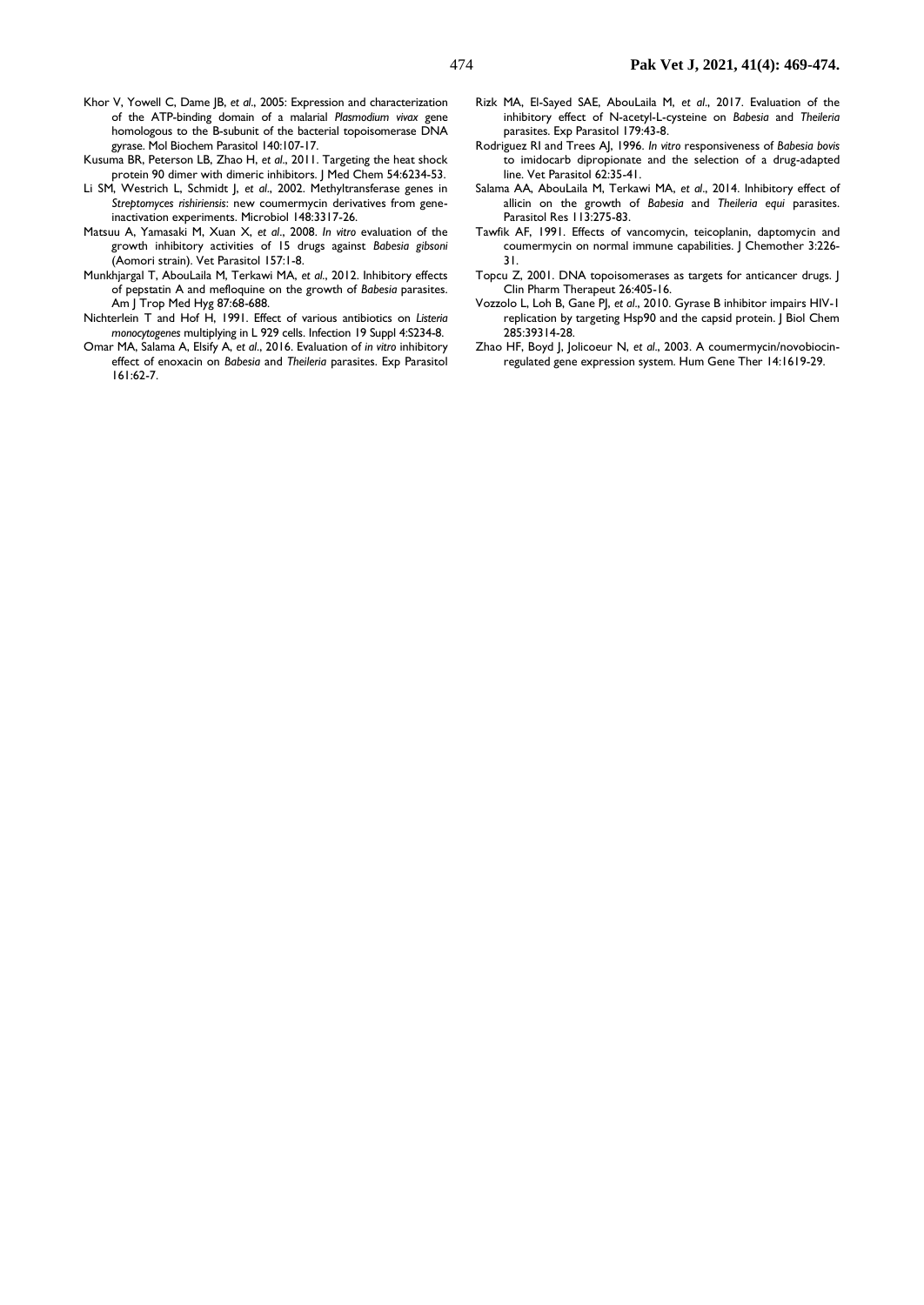Khor V, Yowell C, Dame JB, *et al*., 2005: Expression and characterization of the ATP-binding domain of a malarial *Plasmodium vivax* gene homologous to the B-subunit of the bacterial topoisomerase DNA gyrase. Mol Biochem Parasitol 140:107-17.

Kusuma BR, Peterson LB, Zhao H, *et al*., 2011. Targeting the heat shock protein 90 dimer with dimeric inhibitors. J Med Chem 54:6234-53.

Li SM, Westrich L, Schmidt J, *et al*., 2002. Methyltransferase genes in *Streptomyces rishiriensis*: new coumermycin derivatives from gene-inactivation experiments. Microbiol 148:3317-26.

Matsuu A, Yamasaki M, Xuan X, *et al*., 2008. *In vitro* evaluation of the growth inhibitory activities of 15 drugs against *Babesia gibsoni* (Aomori strain). Vet Parasitol 157:1-8.

Munkhjargal T, AbouLaila M, Terkawi MA, *et al*., 2012. Inhibitory effects of pepstatin A and mefloquine on the growth of *Babesia* parasites. Am J Trop Med Hyg 87:68-688.

Nichterlein T and Hof H, 1991. Effect of various antibiotics on *Listeria monocytogenes* multiplying in L 929 cells. Infection 19 Suppl 4:S234-8.

Omar MA, Salama A, Elsify A, *et al*., 2016. Evaluation of *in vitro* inhibitory effect of enoxacin on *Babesia* and *Theileria* parasites. Exp Parasitol 161:62-7.

Rizk MA, El-Sayed SAE, AbouLaila M, *et al*., 2017. Evaluation of the inhibitory effect of N-acetyl-L-cysteine on *Babesia* and *Theileria* parasites. Exp Parasitol 179:43-8.

Rodriguez RI and Trees AJ, 1996. *In vitro* responsiveness of *Babesia bovis* to imidocarb dipropionate and the selection of a drug-adapted line. Vet Parasitol 62:35-41.

Salama AA, AbouLaila M, Terkawi MA, *et al*., 2014. Inhibitory effect of allicin on the growth of *Babesia* and *Theileria equi* parasites. Parasitol Res 113:275-83.

Tawfik AF, 1991. Effects of vancomycin, teicoplanin, daptomycin and coumermycin on normal immune capabilities. J Chemother 3:226-31.

Topcu Z, 2001. DNA topoisomerases as targets for anticancer drugs. J Clin Pharm Therapeut 26:405-16.

Vozzolo L, Loh B, Gane PJ, *et al*., 2010. Gyrase B inhibitor impairs HIV-1 replication by targeting Hsp90 and the capsid protein. J Biol Chem 285:39314-28.

Zhao HF, Boyd J, Jolicoeur N, *et al*., 2003. A coumermycin/novobiocin-regulated gene expression system. Hum Gene Ther 14:1619-29.